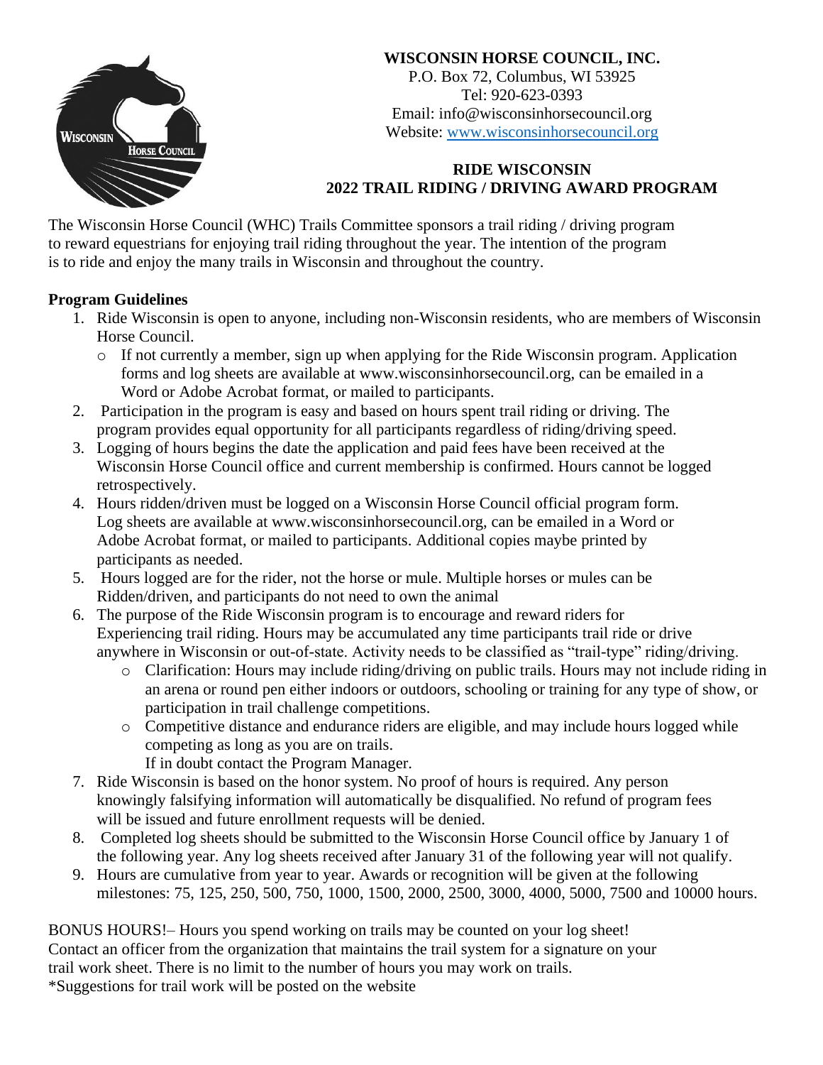**WISCONSIN HORSE COUNCIL, INC.**
P.O. Box 72, Columbus, WI 53925
Tel: 920-623-0393
Email: info@wisconsinhorsecouncil.org
Website: www.wisconsinhorsecouncil.org

## RIDE WISCONSIN
## 2022 TRAIL RIDING / DRIVING AWARD PROGRAM

The Wisconsin Horse Council (WHC) Trails Committee sponsors a trail riding / driving program to reward equestrians for enjoying trail riding throughout the year. The intention of the program is to ride and enjoy the many trails in Wisconsin and throughout the country.

### Program Guidelines

1. Ride Wisconsin is open to anyone, including non-Wisconsin residents, who are members of Wisconsin Horse Council.
   - If not currently a member, sign up when applying for the Ride Wisconsin program. Application forms and log sheets are available at www.wisconsinhorsecouncil.org, can be emailed in a Word or Adobe Acrobat format, or mailed to participants.
2. Participation in the program is easy and based on hours spent trail riding or driving. The program provides equal opportunity for all participants regardless of riding/driving speed.
3. Logging of hours begins the date the application and paid fees have been received at the Wisconsin Horse Council office and current membership is confirmed. Hours cannot be logged retrospectively.
4. Hours ridden/driven must be logged on a Wisconsin Horse Council official program form. Log sheets are available at www.wisconsinhorsecouncil.org, can be emailed in a Word or Adobe Acrobat format, or mailed to participants. Additional copies maybe printed by participants as needed.
5. Hours logged are for the rider, not the horse or mule. Multiple horses or mules can be Ridden/driven, and participants do not need to own the animal
6. The purpose of the Ride Wisconsin program is to encourage and reward riders for Experiencing trail riding. Hours may be accumulated any time participants trail ride or drive anywhere in Wisconsin or out-of-state. Activity needs to be classified as "trail-type" riding/driving.
   - Clarification: Hours may include riding/driving on public trails. Hours may not include riding in an arena or round pen either indoors or outdoors, schooling or training for any type of show, or participation in trail challenge competitions.
   - Competitive distance and endurance riders are eligible, and may include hours logged while competing as long as you are on trails.
     If in doubt contact the Program Manager.
7. Ride Wisconsin is based on the honor system. No proof of hours is required. Any person knowingly falsifying information will automatically be disqualified. No refund of program fees will be issued and future enrollment requests will be denied.
8. Completed log sheets should be submitted to the Wisconsin Horse Council office by January 1 of the following year. Any log sheets received after January 31 of the following year will not qualify.
9. Hours are cumulative from year to year. Awards or recognition will be given at the following milestones: 75, 125, 250, 500, 750, 1000, 1500, 2000, 2500, 3000, 4000, 5000, 7500 and 10000 hours.

BONUS HOURS!– Hours you spend working on trails may be counted on your log sheet! Contact an officer from the organization that maintains the trail system for a signature on your trail work sheet. There is no limit to the number of hours you may work on trails.
*Suggestions for trail work will be posted on the website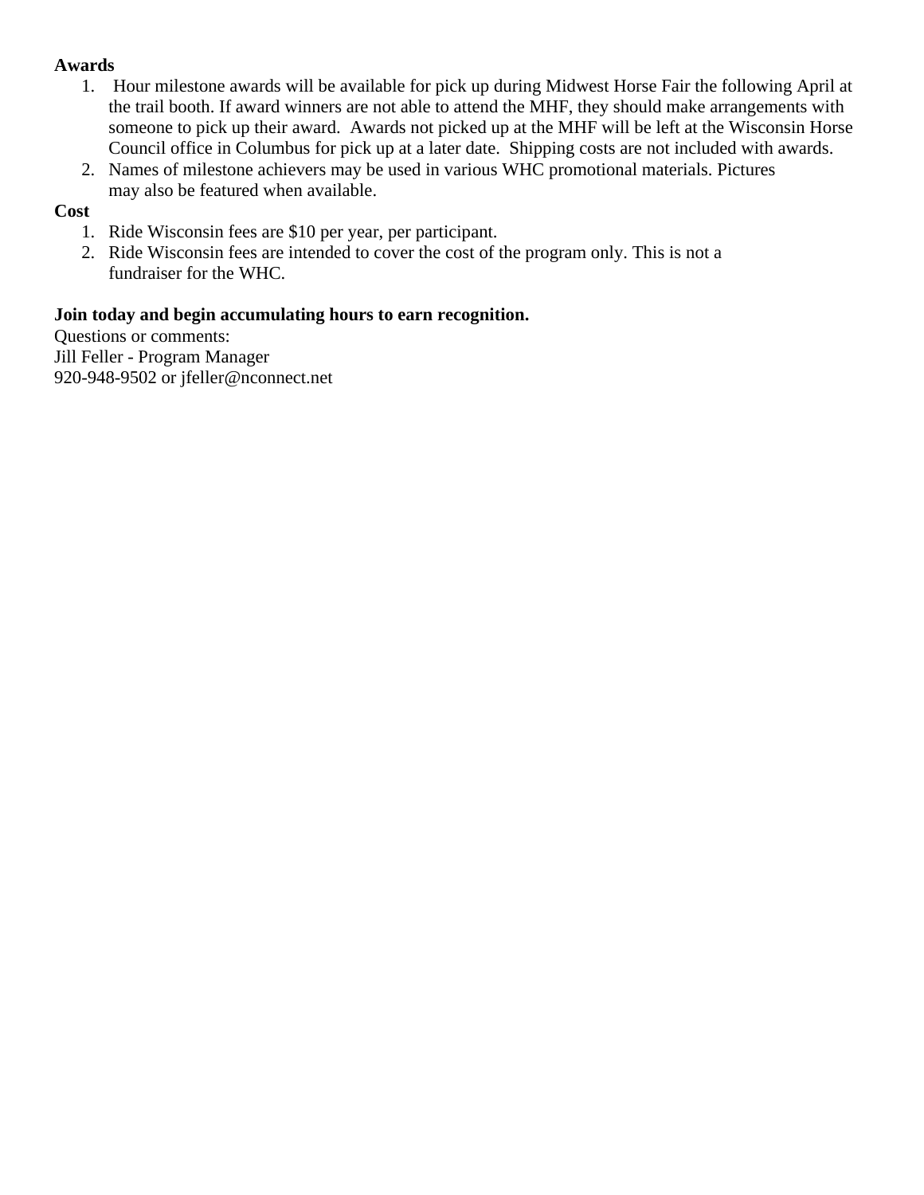**Awards**

1. Hour milestone awards will be available for pick up during Midwest Horse Fair the following April at the trail booth. If award winners are not able to attend the MHF, they should make arrangements with someone to pick up their award. Awards not picked up at the MHF will be left at the Wisconsin Horse Council office in Columbus for pick up at a later date. Shipping costs are not included with awards.
2. Names of milestone achievers may be used in various WHC promotional materials. Pictures may also be featured when available.

**Cost**

1. Ride Wisconsin fees are $10 per year, per participant.
2. Ride Wisconsin fees are intended to cover the cost of the program only. This is not a fundraiser for the WHC.

**Join today and begin accumulating hours to earn recognition.**

Questions or comments:
Jill Feller - Program Manager
920-948-9502 or jfeller@nconnect.net